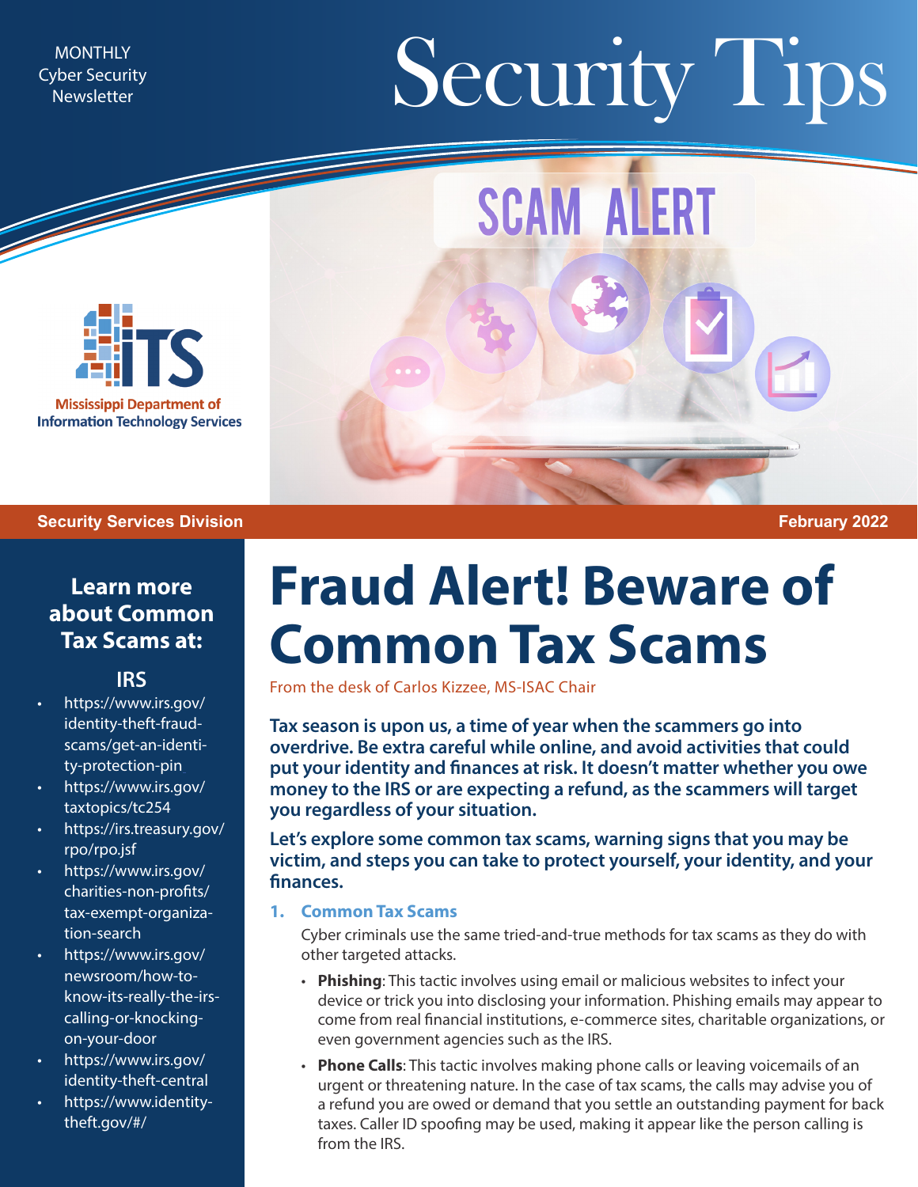MONTHLY
Cyber Security
Newsletter

# Security Tips

SCAM ALERT

Mississippi Department of Information Technology Services

**Security Services Division** **February 2022**

# Fraud Alert! Beware of Common Tax Scams

From the desk of Carlos Kizzee, MS-ISAC Chair

**Tax season is upon us, a time of year when the scammers go into overdrive. Be extra careful while online, and avoid activities that could put your identity and finances at risk. It doesn't matter whether you owe money to the IRS or are expecting a refund, as the scammers will target you regardless of your situation.**

**Let's explore some common tax scams, warning signs that you may be victim, and steps you can take to protect yourself, your identity, and your finances.**

### 1. Common Tax Scams

Cyber criminals use the same tried-and-true methods for tax scams as they do with other targeted attacks.

- **Phishing**: This tactic involves using email or malicious websites to infect your device or trick you into disclosing your information. Phishing emails may appear to come from real financial institutions, e-commerce sites, charitable organizations, or even government agencies such as the IRS.
- **Phone Calls**: This tactic involves making phone calls or leaving voicemails of an urgent or threatening nature. In the case of tax scams, the calls may advise you of a refund you are owed or demand that you settle an outstanding payment for back taxes. Caller ID spoofing may be used, making it appear like the person calling is from the IRS.

## Learn more about Common Tax Scams at:

### IRS

- https://www.irs.gov/identity-theft-fraud-scams/get-an-identity-protection-pin
- https://www.irs.gov/taxtopics/tc254
- https://irs.treasury.gov/rpo/rpo.jsf
- https://www.irs.gov/charities-non-profits/tax-exempt-organization-search
- https://www.irs.gov/newsroom/how-to-know-its-really-the-irs-calling-or-knocking-on-your-door
- https://www.irs.gov/identity-theft-central
- https://www.identitytheft.gov/#/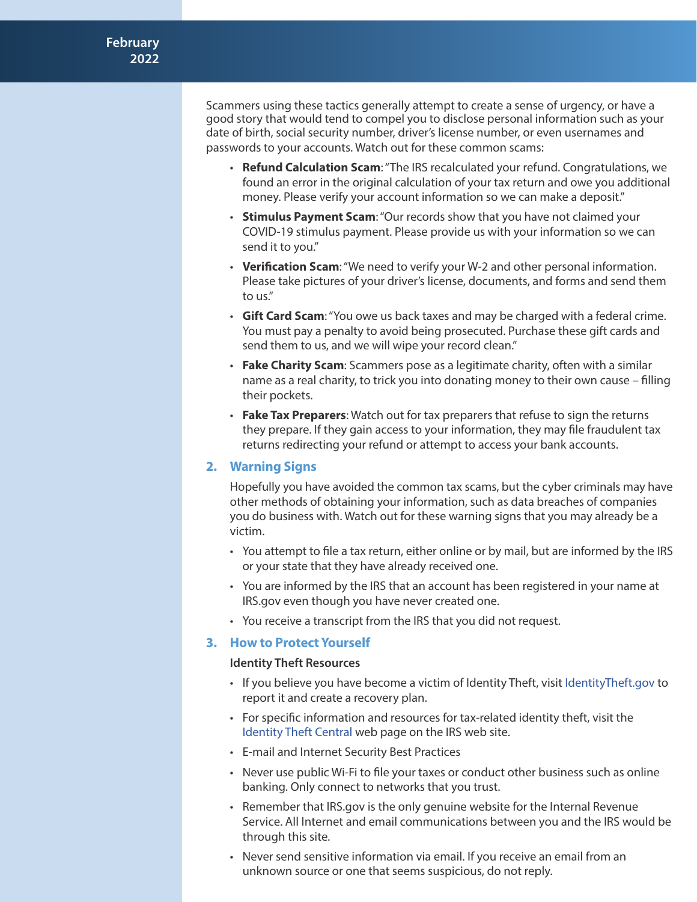Scammers using these tactics generally attempt to create a sense of urgency, or have a good story that would tend to compel you to disclose personal information such as your date of birth, social security number, driver's license number, or even usernames and passwords to your accounts. Watch out for these common scams:

- **Refund Calculation Scam**: "The IRS recalculated your refund. Congratulations, we found an error in the original calculation of your tax return and owe you additional money. Please verify your account information so we can make a deposit."
- **Stimulus Payment Scam**: "Our records show that you have not claimed your COVID-19 stimulus payment. Please provide us with your information so we can send it to you."
- **Verification Scam**: "We need to verify your W-2 and other personal information. Please take pictures of your driver's license, documents, and forms and send them to us."
- **Gift Card Scam**: "You owe us back taxes and may be charged with a federal crime. You must pay a penalty to avoid being prosecuted. Purchase these gift cards and send them to us, and we will wipe your record clean."
- **Fake Charity Scam**: Scammers pose as a legitimate charity, often with a similar name as a real charity, to trick you into donating money to their own cause – filling their pockets.
- **Fake Tax Preparers**: Watch out for tax preparers that refuse to sign the returns they prepare. If they gain access to your information, they may file fraudulent tax returns redirecting your refund or attempt to access your bank accounts.

## 2. Warning Signs

Hopefully you have avoided the common tax scams, but the cyber criminals may have other methods of obtaining your information, such as data breaches of companies you do business with. Watch out for these warning signs that you may already be a victim.

- You attempt to file a tax return, either online or by mail, but are informed by the IRS or your state that they have already received one.
- You are informed by the IRS that an account has been registered in your name at IRS.gov even though you have never created one.
- You receive a transcript from the IRS that you did not request.

## 3. How to Protect Yourself

**Identity Theft Resources**

- If you believe you have become a victim of Identity Theft, visit IdentityTheft.gov to report it and create a recovery plan.
- For specific information and resources for tax-related identity theft, visit the Identity Theft Central web page on the IRS web site.
- E-mail and Internet Security Best Practices
- Never use public Wi-Fi to file your taxes or conduct other business such as online banking. Only connect to networks that you trust.
- Remember that IRS.gov is the only genuine website for the Internal Revenue Service. All Internet and email communications between you and the IRS would be through this site.
- Never send sensitive information via email. If you receive an email from an unknown source or one that seems suspicious, do not reply.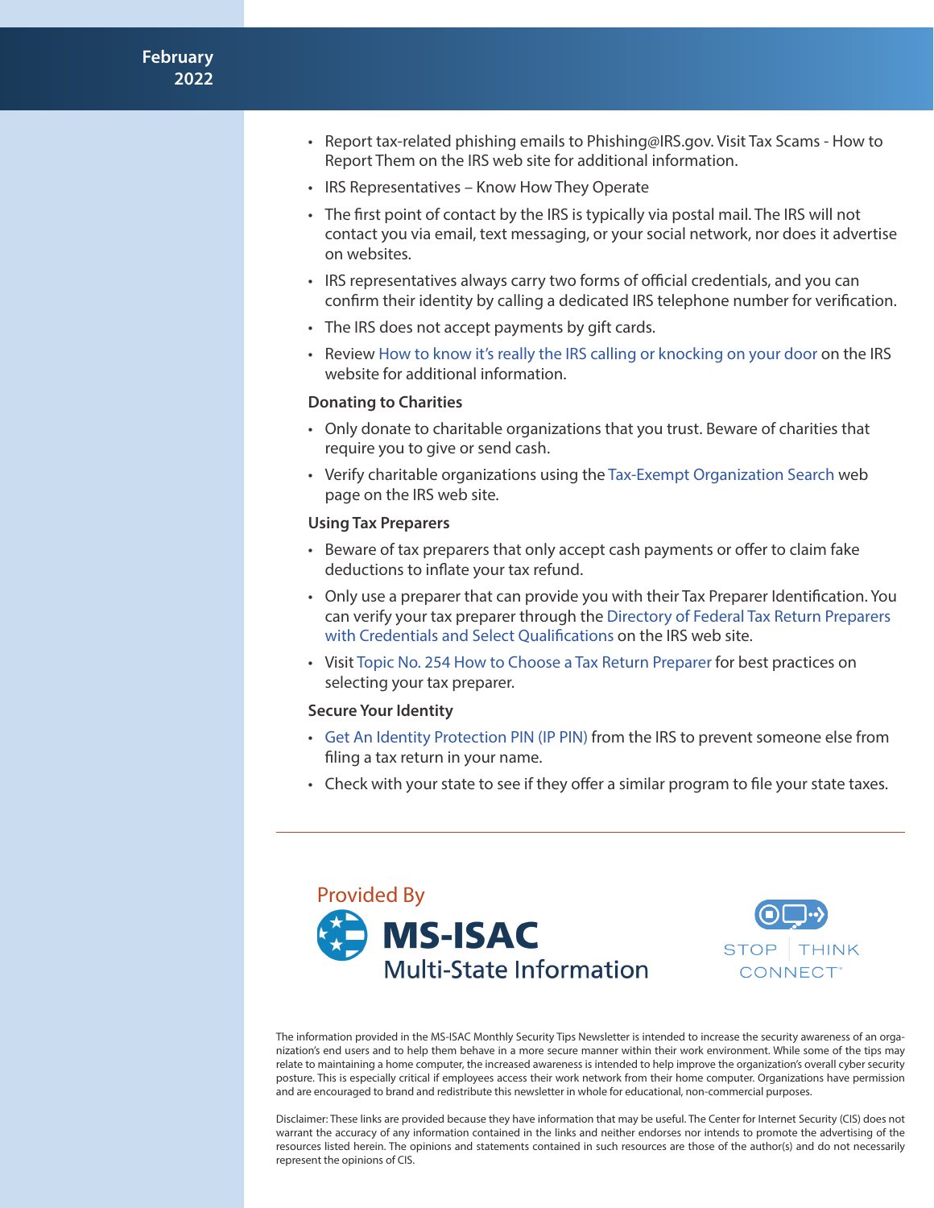- Report tax-related phishing emails to Phishing@IRS.gov. Visit Tax Scams - How to Report Them on the IRS web site for additional information.
- IRS Representatives – Know How They Operate
- The first point of contact by the IRS is typically via postal mail. The IRS will not contact you via email, text messaging, or your social network, nor does it advertise on websites.
- IRS representatives always carry two forms of official credentials, and you can confirm their identity by calling a dedicated IRS telephone number for verification.
- The IRS does not accept payments by gift cards.
- Review How to know it's really the IRS calling or knocking on your door on the IRS website for additional information.

### Donating to Charities

- Only donate to charitable organizations that you trust. Beware of charities that require you to give or send cash.
- Verify charitable organizations using the Tax-Exempt Organization Search web page on the IRS web site.

### Using Tax Preparers

- Beware of tax preparers that only accept cash payments or offer to claim fake deductions to inflate your tax refund.
- Only use a preparer that can provide you with their Tax Preparer Identification. You can verify your tax preparer through the Directory of Federal Tax Return Preparers with Credentials and Select Qualifications on the IRS web site.
- Visit Topic No. 254 How to Choose a Tax Return Preparer for best practices on selecting your tax preparer.

### Secure Your Identity

- Get An Identity Protection PIN (IP PIN) from the IRS to prevent someone else from filing a tax return in your name.
- Check with your state to see if they offer a similar program to file your state taxes.

---

Provided By

**MS-ISAC**
Multi-State Information

STOP | THINK
CONNECT™

The information provided in the MS-ISAC Monthly Security Tips Newsletter is intended to increase the security awareness of an organization's end users and to help them behave in a more secure manner within their work environment. While some of the tips may relate to maintaining a home computer, the increased awareness is intended to help improve the organization's overall cyber security posture. This is especially critical if employees access their work network from their home computer. Organizations have permission and are encouraged to brand and redistribute this newsletter in whole for educational, non-commercial purposes.

Disclaimer: These links are provided because they have information that may be useful. The Center for Internet Security (CIS) does not warrant the accuracy of any information contained in the links and neither endorses nor intends to promote the advertising of the resources listed herein. The opinions and statements contained in such resources are those of the author(s) and do not necessarily represent the opinions of CIS.